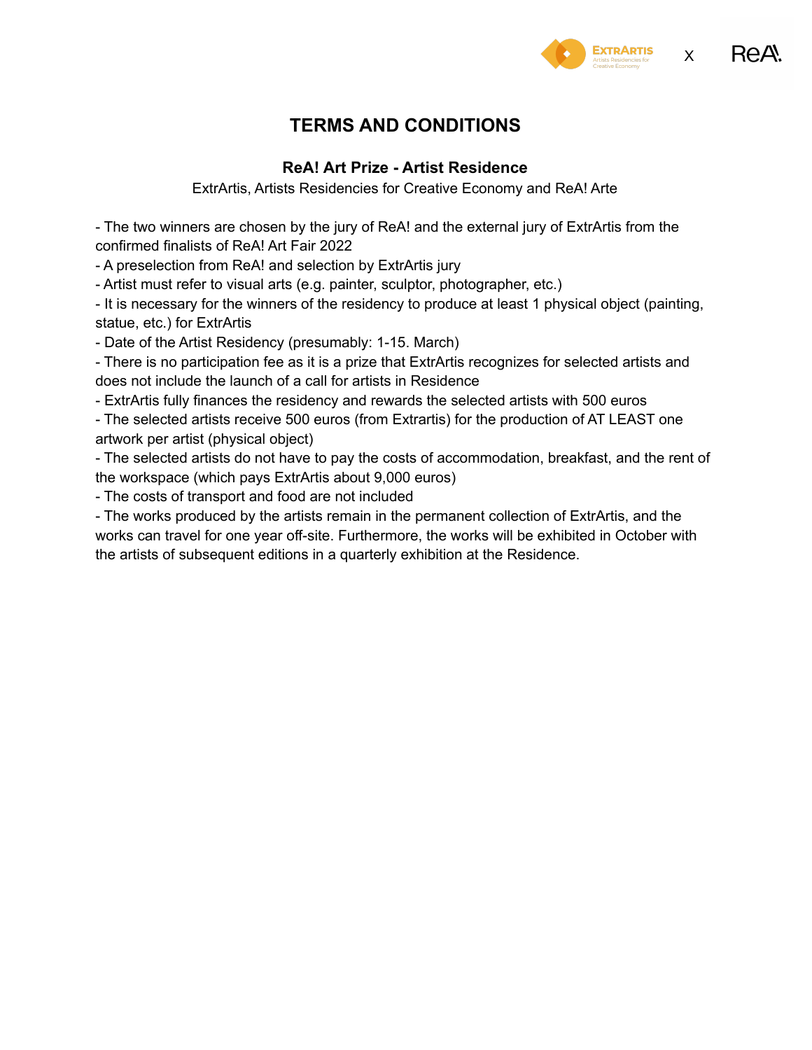# TERMS AND CONDITIONS

### ReA! Art Prize - Artist Residence

ExtrArtis, Artists Residencies for Creative Economy and ReA! Arte

- The two winners are chosen by the jury of ReA! and the external jury of ExtrArtis from the confirmed finalists of ReA! Art Fair 2022
- A preselection from ReA! and selection by ExtrArtis jury
- Artist must refer to visual arts (e.g. painter, sculptor, photographer, etc.)
- It is necessary for the winners of the residency to produce at least 1 physical object (painting, statue, etc.) for ExtrArtis
- Date of the Artist Residency (presumably: 1-15. March)
- There is no participation fee as it is a prize that ExtrArtis recognizes for selected artists and does not include the launch of a call for artists in Residence
- ExtrArtis fully finances the residency and rewards the selected artists with 500 euros
- The selected artists receive 500 euros (from Extrartis) for the production of AT LEAST one artwork per artist (physical object)
- The selected artists do not have to pay the costs of accommodation, breakfast, and the rent of the workspace (which pays ExtrArtis about 9,000 euros)
- The costs of transport and food are not included
- The works produced by the artists remain in the permanent collection of ExtrArtis, and the works can travel for one year off-site. Furthermore, the works will be exhibited in October with the artists of subsequent editions in a quarterly exhibition at the Residence.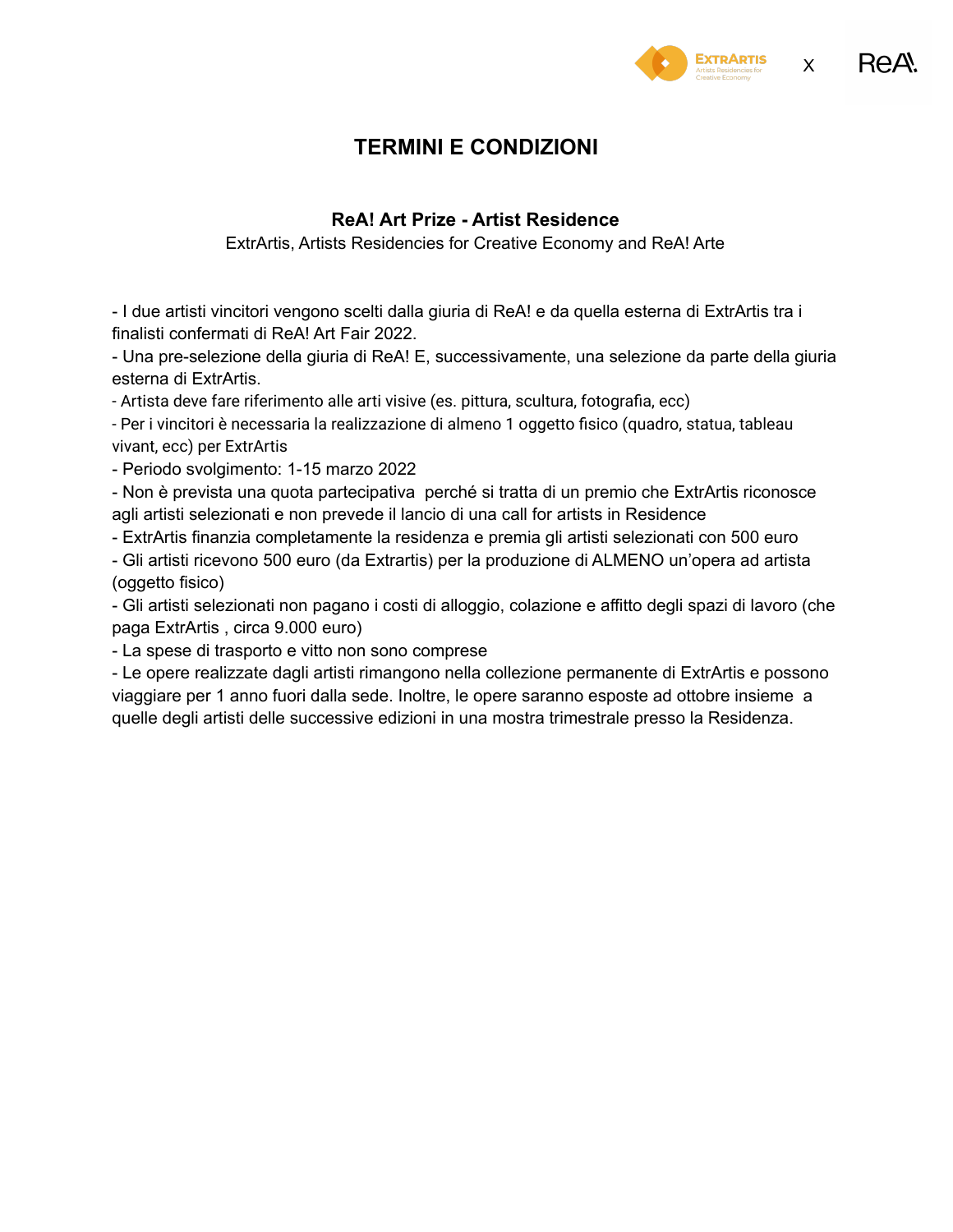# TERMINI E CONDIZIONI

## ReA! Art Prize - Artist Residence

ExtrArtis, Artists Residencies for Creative Economy and ReA! Arte

- I due artisti vincitori vengono scelti dalla giuria di ReA! e da quella esterna di ExtrArtis tra i finalisti confermati di ReA! Art Fair 2022.
- Una pre-selezione della giuria di ReA! E, successivamente, una selezione da parte della giuria esterna di ExtrArtis.
- Artista deve fare riferimento alle arti visive (es. pittura, scultura, fotografia, ecc)
- Per i vincitori è necessaria la realizzazione di almeno 1 oggetto fisico (quadro, statua, tableau vivant, ecc) per ExtrArtis
- Periodo svolgimento: 1-15 marzo 2022
- Non è prevista una quota partecipativa perché si tratta di un premio che ExtrArtis riconosce agli artisti selezionati e non prevede il lancio di una call for artists in Residence
- ExtrArtis finanzia completamente la residenza e premia gli artisti selezionati con 500 euro
- Gli artisti ricevono 500 euro (da Extrartis) per la produzione di ALMENO un'opera ad artista (oggetto fisico)
- Gli artisti selezionati non pagano i costi di alloggio, colazione e affitto degli spazi di lavoro (che paga ExtrArtis , circa 9.000 euro)
- La spese di trasporto e vitto non sono comprese
- Le opere realizzate dagli artisti rimangono nella collezione permanente di ExtrArtis e possono viaggiare per 1 anno fuori dalla sede. Inoltre, le opere saranno esposte ad ottobre insieme a quelle degli artisti delle successive edizioni in una mostra trimestrale presso la Residenza.